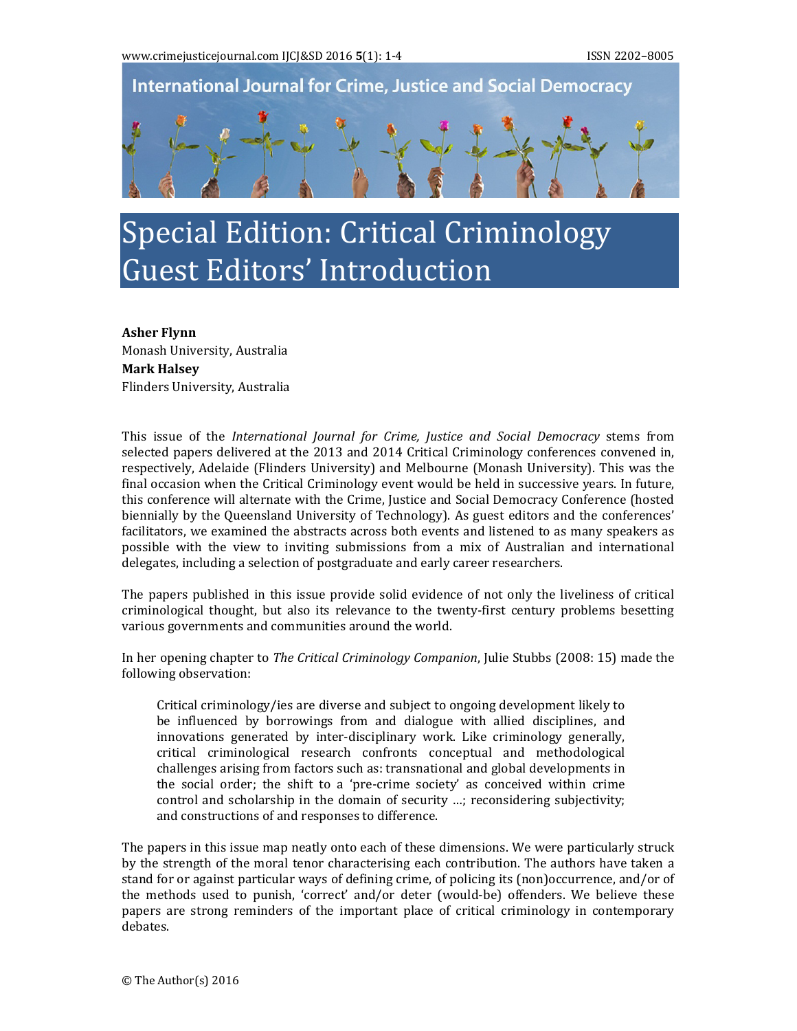# Special Edition: Critical Criminology Guest Editors' Introduction

**Asher Flynn**
Monash University, Australia
**Mark Halsey**
Flinders University, Australia

This issue of the *International Journal for Crime, Justice and Social Democracy* stems from selected papers delivered at the 2013 and 2014 Critical Criminology conferences convened in, respectively, Adelaide (Flinders University) and Melbourne (Monash University). This was the final occasion when the Critical Criminology event would be held in successive years. In future, this conference will alternate with the Crime, Justice and Social Democracy Conference (hosted biennially by the Queensland University of Technology). As guest editors and the conferences' facilitators, we examined the abstracts across both events and listened to as many speakers as possible with the view to inviting submissions from a mix of Australian and international delegates, including a selection of postgraduate and early career researchers.

The papers published in this issue provide solid evidence of not only the liveliness of critical criminological thought, but also its relevance to the twenty-first century problems besetting various governments and communities around the world.

In her opening chapter to *The Critical Criminology Companion*, Julie Stubbs (2008: 15) made the following observation:

> Critical criminology/ies are diverse and subject to ongoing development likely to be influenced by borrowings from and dialogue with allied disciplines, and innovations generated by inter-disciplinary work. Like criminology generally, critical criminological research confronts conceptual and methodological challenges arising from factors such as: transnational and global developments in the social order; the shift to a 'pre-crime society' as conceived within crime control and scholarship in the domain of security …; reconsidering subjectivity; and constructions of and responses to difference.

The papers in this issue map neatly onto each of these dimensions. We were particularly struck by the strength of the moral tenor characterising each contribution. The authors have taken a stand for or against particular ways of defining crime, of policing its (non)occurrence, and/or of the methods used to punish, 'correct' and/or deter (would-be) offenders. We believe these papers are strong reminders of the important place of critical criminology in contemporary debates.

© The Author(s) 2016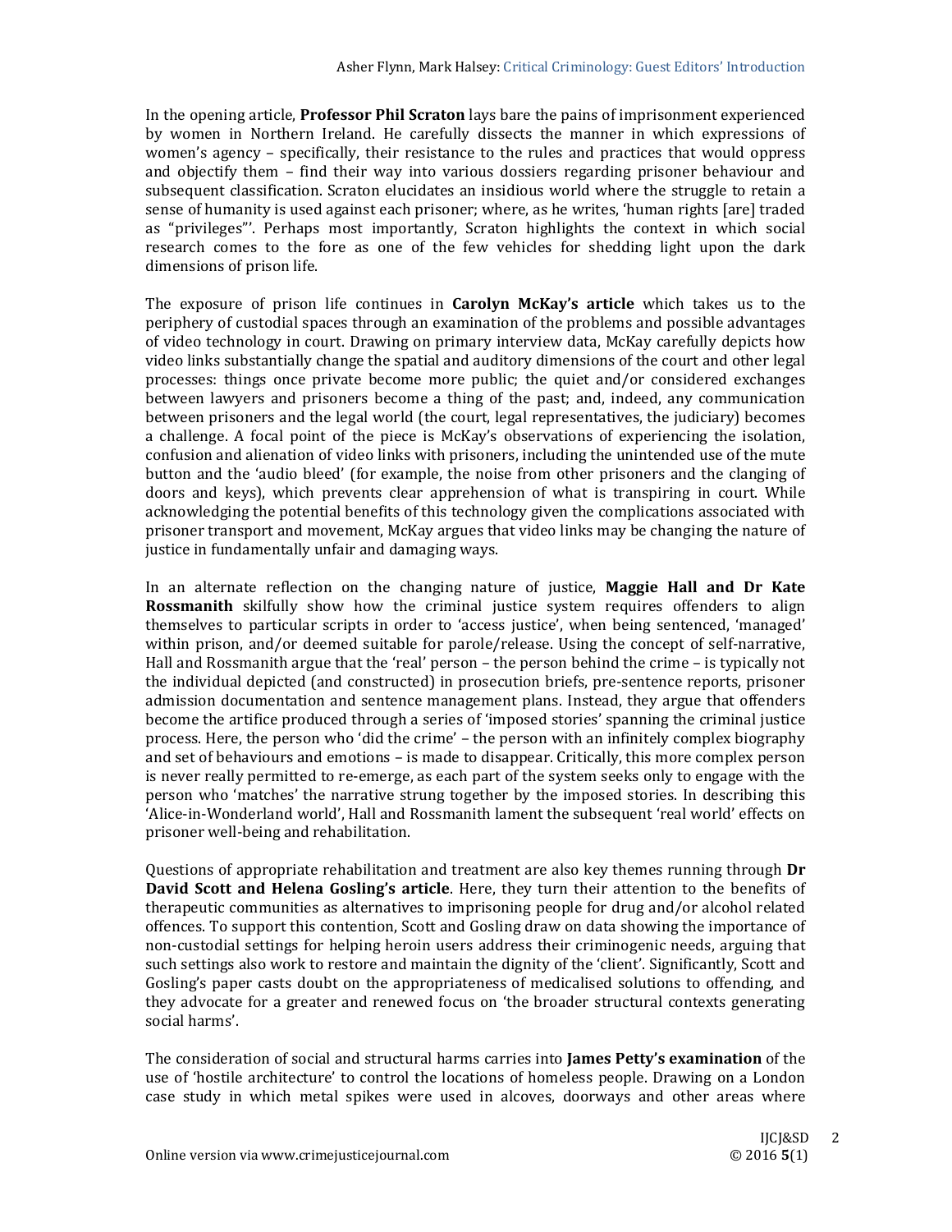In the opening article, **Professor Phil Scraton** lays bare the pains of imprisonment experienced by women in Northern Ireland. He carefully dissects the manner in which expressions of women's agency – specifically, their resistance to the rules and practices that would oppress and objectify them – find their way into various dossiers regarding prisoner behaviour and subsequent classification. Scraton elucidates an insidious world where the struggle to retain a sense of humanity is used against each prisoner; where, as he writes, 'human rights [are] traded as "privileges"'. Perhaps most importantly, Scraton highlights the context in which social research comes to the fore as one of the few vehicles for shedding light upon the dark dimensions of prison life.

The exposure of prison life continues in **Carolyn McKay's article** which takes us to the periphery of custodial spaces through an examination of the problems and possible advantages of video technology in court. Drawing on primary interview data, McKay carefully depicts how video links substantially change the spatial and auditory dimensions of the court and other legal processes: things once private become more public; the quiet and/or considered exchanges between lawyers and prisoners become a thing of the past; and, indeed, any communication between prisoners and the legal world (the court, legal representatives, the judiciary) becomes a challenge. A focal point of the piece is McKay's observations of experiencing the isolation, confusion and alienation of video links with prisoners, including the unintended use of the mute button and the 'audio bleed' (for example, the noise from other prisoners and the clanging of doors and keys), which prevents clear apprehension of what is transpiring in court. While acknowledging the potential benefits of this technology given the complications associated with prisoner transport and movement, McKay argues that video links may be changing the nature of justice in fundamentally unfair and damaging ways.

In an alternate reflection on the changing nature of justice, **Maggie Hall and Dr Kate Rossmanith** skilfully show how the criminal justice system requires offenders to align themselves to particular scripts in order to 'access justice', when being sentenced, 'managed' within prison, and/or deemed suitable for parole/release. Using the concept of self-narrative, Hall and Rossmanith argue that the 'real' person – the person behind the crime – is typically not the individual depicted (and constructed) in prosecution briefs, pre-sentence reports, prisoner admission documentation and sentence management plans. Instead, they argue that offenders become the artifice produced through a series of 'imposed stories' spanning the criminal justice process. Here, the person who 'did the crime' – the person with an infinitely complex biography and set of behaviours and emotions – is made to disappear. Critically, this more complex person is never really permitted to re-emerge, as each part of the system seeks only to engage with the person who 'matches' the narrative strung together by the imposed stories. In describing this 'Alice-in-Wonderland world', Hall and Rossmanith lament the subsequent 'real world' effects on prisoner well-being and rehabilitation.

Questions of appropriate rehabilitation and treatment are also key themes running through **Dr David Scott and Helena Gosling's article**. Here, they turn their attention to the benefits of therapeutic communities as alternatives to imprisoning people for drug and/or alcohol related offences. To support this contention, Scott and Gosling draw on data showing the importance of non-custodial settings for helping heroin users address their criminogenic needs, arguing that such settings also work to restore and maintain the dignity of the 'client'. Significantly, Scott and Gosling's paper casts doubt on the appropriateness of medicalised solutions to offending, and they advocate for a greater and renewed focus on 'the broader structural contexts generating social harms'.

The consideration of social and structural harms carries into **James Petty's examination** of the use of 'hostile architecture' to control the locations of homeless people. Drawing on a London case study in which metal spikes were used in alcoves, doorways and other areas where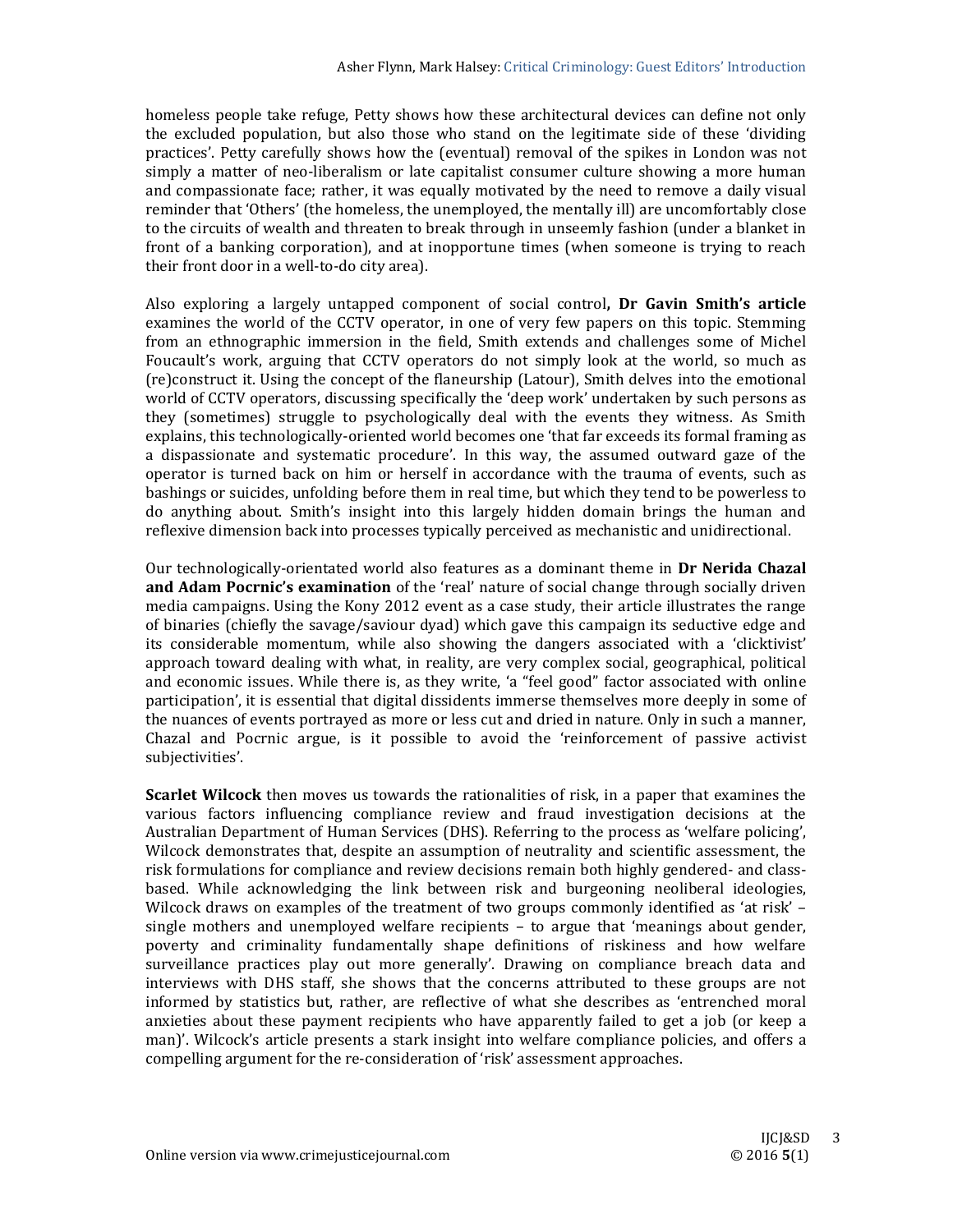homeless people take refuge, Petty shows how these architectural devices can define not only the excluded population, but also those who stand on the legitimate side of these 'dividing practices'. Petty carefully shows how the (eventual) removal of the spikes in London was not simply a matter of neo-liberalism or late capitalist consumer culture showing a more human and compassionate face; rather, it was equally motivated by the need to remove a daily visual reminder that 'Others' (the homeless, the unemployed, the mentally ill) are uncomfortably close to the circuits of wealth and threaten to break through in unseemly fashion (under a blanket in front of a banking corporation), and at inopportune times (when someone is trying to reach their front door in a well-to-do city area).

Also exploring a largely untapped component of social control**, Dr Gavin Smith's article** examines the world of the CCTV operator, in one of very few papers on this topic. Stemming from an ethnographic immersion in the field, Smith extends and challenges some of Michel Foucault's work, arguing that CCTV operators do not simply look at the world, so much as (re)construct it. Using the concept of the flaneurship (Latour), Smith delves into the emotional world of CCTV operators, discussing specifically the 'deep work' undertaken by such persons as they (sometimes) struggle to psychologically deal with the events they witness. As Smith explains, this technologically-oriented world becomes one 'that far exceeds its formal framing as a dispassionate and systematic procedure'. In this way, the assumed outward gaze of the operator is turned back on him or herself in accordance with the trauma of events, such as bashings or suicides, unfolding before them in real time, but which they tend to be powerless to do anything about. Smith's insight into this largely hidden domain brings the human and reflexive dimension back into processes typically perceived as mechanistic and unidirectional.

Our technologically-orientated world also features as a dominant theme in **Dr Nerida Chazal and Adam Pocrnic's examination** of the 'real' nature of social change through socially driven media campaigns. Using the Kony 2012 event as a case study, their article illustrates the range of binaries (chiefly the savage/saviour dyad) which gave this campaign its seductive edge and its considerable momentum, while also showing the dangers associated with a 'clicktivist' approach toward dealing with what, in reality, are very complex social, geographical, political and economic issues. While there is, as they write, 'a "feel good" factor associated with online participation', it is essential that digital dissidents immerse themselves more deeply in some of the nuances of events portrayed as more or less cut and dried in nature. Only in such a manner, Chazal and Pocrnic argue, is it possible to avoid the 'reinforcement of passive activist subjectivities'.

**Scarlet Wilcock** then moves us towards the rationalities of risk, in a paper that examines the various factors influencing compliance review and fraud investigation decisions at the Australian Department of Human Services (DHS). Referring to the process as 'welfare policing', Wilcock demonstrates that, despite an assumption of neutrality and scientific assessment, the risk formulations for compliance and review decisions remain both highly gendered- and class-based. While acknowledging the link between risk and burgeoning neoliberal ideologies, Wilcock draws on examples of the treatment of two groups commonly identified as 'at risk' – single mothers and unemployed welfare recipients – to argue that 'meanings about gender, poverty and criminality fundamentally shape definitions of riskiness and how welfare surveillance practices play out more generally'. Drawing on compliance breach data and interviews with DHS staff, she shows that the concerns attributed to these groups are not informed by statistics but, rather, are reflective of what she describes as 'entrenched moral anxieties about these payment recipients who have apparently failed to get a job (or keep a man)'. Wilcock's article presents a stark insight into welfare compliance policies, and offers a compelling argument for the re-consideration of 'risk' assessment approaches.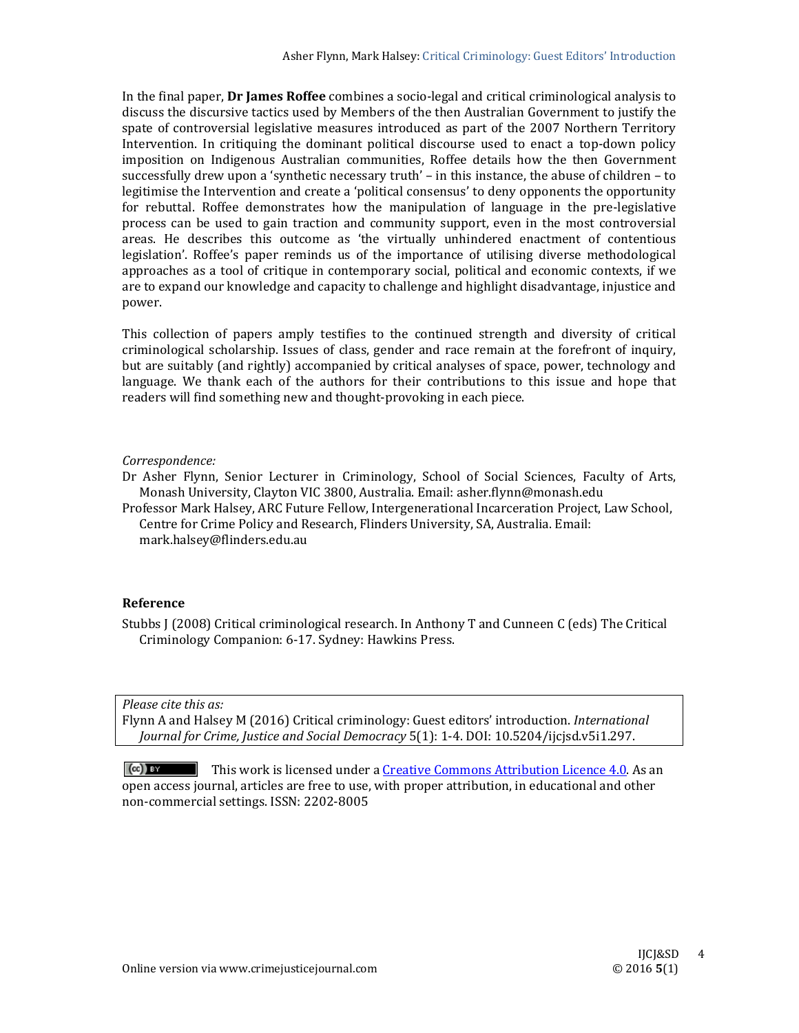In the final paper, **Dr James Roffee** combines a socio-legal and critical criminological analysis to discuss the discursive tactics used by Members of the then Australian Government to justify the spate of controversial legislative measures introduced as part of the 2007 Northern Territory Intervention. In critiquing the dominant political discourse used to enact a top-down policy imposition on Indigenous Australian communities, Roffee details how the then Government successfully drew upon a 'synthetic necessary truth' – in this instance, the abuse of children – to legitimise the Intervention and create a 'political consensus' to deny opponents the opportunity for rebuttal. Roffee demonstrates how the manipulation of language in the pre-legislative process can be used to gain traction and community support, even in the most controversial areas. He describes this outcome as 'the virtually unhindered enactment of contentious legislation'. Roffee's paper reminds us of the importance of utilising diverse methodological approaches as a tool of critique in contemporary social, political and economic contexts, if we are to expand our knowledge and capacity to challenge and highlight disadvantage, injustice and power.

This collection of papers amply testifies to the continued strength and diversity of critical criminological scholarship. Issues of class, gender and race remain at the forefront of inquiry, but are suitably (and rightly) accompanied by critical analyses of space, power, technology and language. We thank each of the authors for their contributions to this issue and hope that readers will find something new and thought-provoking in each piece.

*Correspondence:*

Dr Asher Flynn, Senior Lecturer in Criminology, School of Social Sciences, Faculty of Arts, Monash University, Clayton VIC 3800, Australia. Email: asher.flynn@monash.edu

Professor Mark Halsey, ARC Future Fellow, Intergenerational Incarceration Project, Law School, Centre for Crime Policy and Research, Flinders University, SA, Australia. Email: mark.halsey@flinders.edu.au

## Reference

Stubbs J (2008) Critical criminological research. In Anthony T and Cunneen C (eds) The Critical Criminology Companion: 6-17. Sydney: Hawkins Press.

*Please cite this as:*
Flynn A and Halsey M (2016) Critical criminology: Guest editors' introduction. *International Journal for Crime, Justice and Social Democracy* 5(1): 1-4. DOI: 10.5204/ijcjsd.v5i1.297.

This work is licensed under a Creative Commons Attribution Licence 4.0. As an open access journal, articles are free to use, with proper attribution, in educational and other non-commercial settings. ISSN: 2202-8005